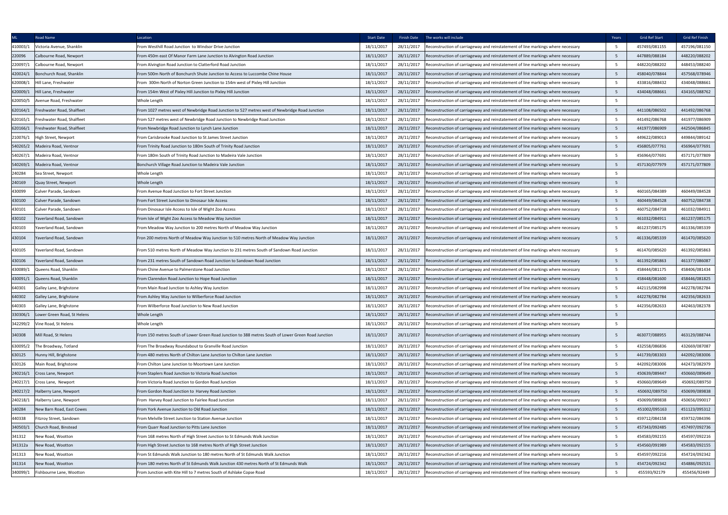| ML | Road Name | Location | Start Date | Finish Date | The works will include | Years | Grid Ref Start | Grid Ref Finish |
|---|---|---|---|---|---|---|---|---|
| 410003/1 | Victoria Avenue, Shanklin | From Westhill Road Junction to Windsor Drive Junction | 18/11/2017 | 28/11/2017 | Reconstruction of carriageway and reinstatement of line markings where necessary | 5 | 457493/081155 | 457196/081150 |
| 220096 | Calbourne Road, Newport | From 450m east Of Manor Farm Lane Junction to Alvington Road Junction | 18/11/2017 | 28/11/2017 | Reconstruction of carriageway and reinstatement of line markings where necessary | 5 | 447889/088184 | 448220/088202 |
| 220097/1 | Calbourne Road, Newport | From Alvington Road Junction to Clatterford Road Junction | 18/11/2017 | 28/11/2017 | Reconstruction of carriageway and reinstatement of line markings where necessary | 5 | 448220/088202 | 448453/088240 |
| 420024/1 | Bonchurch Road, Shanklin | From 500m North of Bonchurch Shute Junction to Access to Luccombe Chine House | 18/11/2017 | 28/11/2017 | Reconstruction of carriageway and reinstatement of line markings where necessary | 5 | 458040/078844 | 457568/078946 |
| 620008/1 | Hill Lane, Freshwater | From 300m North of Norton Green Junction to 154m west of Pixley Hill Junction | 18/11/2017 | 28/11/2017 | Reconstruction of carriageway and reinstatement of line markings where necessary | 5 | 433816/088432 | 434048/088661 |
| 620009/1 | Hill Lane, Freshwater | From 154m West of Pixley Hill Junction to Pixley Hill Junction | 18/11/2017 | 28/11/2017 | Reconstruction of carriageway and reinstatement of line markings where necessary | 5 | 434048/088661 | 434165/088762 |
| 620050/5 | Avenue Road, Freshwater | Whole Length | 18/11/2017 | 28/11/2017 | Reconstruction of carriageway and reinstatement of line markings where necessary | 5 | | |
| 620164/1 | Freshwater Road, Shalfleet | From 1027 metres west of Newbridge Road Junction to 527 metres west of Newbridge Road Junction | 18/11/2017 | 28/11/2017 | Reconstruction of carriageway and reinstatement of line markings where necessary | 5 | 441100/086502 | 441492/086768 |
| 620165/1 | Freshwater Road, Shalfleet | From 527 metres west of Newbridge Road Junction to Newbridge Road Junction | 18/11/2017 | 28/11/2017 | Reconstruction of carriageway and reinstatement of line markings where necessary | 5 | 441492/086768 | 441977/086909 |
| 620166/1 | Freshwater Road, Shalfleet | From Newbridge Road Junction to Lynch Lane Junction | 18/11/2017 | 28/11/2017 | Reconstruction of carriageway and reinstatement of line markings where necessary | 5 | 441977/086909 | 442504/086845 |
| 210076/1 | High Street, Newport | From Carisbrooke Road Junction to St James Street Junction | 18/11/2017 | 28/11/2017 | Reconstruction of carriageway and reinstatement of line markings where necessary | 5 | 449622/089013 | 449844/089142 |
| 540265/2 | Madeira Road, Ventnor | From Trinity Road Junction to 180m South of Trinity Road Junction | 18/11/2017 | 28/11/2017 | Reconstruction of carriageway and reinstatement of line markings where necessary | 5 | 456805/077761 | 456964/077691 |
| 540267/1 | Madeira Road, Ventnor | From 180m South of Trinity Road Junction to Madeira Vale Junction | 18/11/2017 | 28/11/2017 | Reconstruction of carriageway and reinstatement of line markings where necessary | 5 | 456964/077691 | 457171/077809 |
| 540269/1 | Madeira Road, Ventnor | Bonchurch Village Road Junction to Madeira Vale Junction | 18/11/2017 | 28/11/2017 | Reconstruction of carriageway and reinstatement of line markings where necessary | 5 | 457130/077979 | 457171/077809 |
| 240284 | Sea Street, Newport | Whole Length | 18/11/2017 | 28/11/2017 | Reconstruction of carriageway and reinstatement of line markings where necessary | 5 | | |
| 240169 | Quay Street, Newport | Whole Length | 18/11/2017 | 28/11/2017 | Reconstruction of carriageway and reinstatement of line markings where necessary | 5 | | |
| 430099 | Culver Parade, Sandown | From Avenue Road Junction to Fort Street Junction | 18/11/2017 | 28/11/2017 | Reconstruction of carriageway and reinstatement of line markings where necessary | 5 | 460165/084389 | 460449/084528 |
| 430100 | Culver Parade, Sandown | From Fort Street Junction to Dinosaur Isle Access | 18/11/2017 | 28/11/2017 | Reconstruction of carriageway and reinstatement of line markings where necessary | 5 | 460449/084528 | 460752/084738 |
| 430101 | Culver Parade, Sandown | From Dinosaur Isle Access to Isle of Wight Zoo Access | 18/11/2017 | 28/11/2017 | Reconstruction of carriageway and reinstatement of line markings where necessary | 5 | 460752/084738 | 461032/084911 |
| 430102 | Yaverland Road, Sandown | From Isle of Wight Zoo Access to Meadow Way Junction | 18/11/2017 | 28/11/2017 | Reconstruction of carriageway and reinstatement of line markings where necessary | 5 | 461032/084911 | 461237/085175 |
| 430103 | Yaverland Road, Sandown | From Meadow Way Junction to 200 metres North of Meadow Way Junction | 18/11/2017 | 28/11/2017 | Reconstruction of carriageway and reinstatement of line markings where necessary | 5 | 461237/085175 | 461336/085339 |
| 430104 | Yaverland Road, Sandown | Fron 200 metres North of Meadow Way Junction to 510 metres North of Meadow Way Junction | 18/11/2017 | 28/11/2017 | Reconstruction of carriageway and reinstatement of line markings where necessary | 5 | 461336/085339 | 461470/085620 |
| 430105 | Yaverland Road, Sandown | From 510 metres North of Meadow Way Junction to 231 metres South of Sandown Road Junction | 18/11/2017 | 28/11/2017 | Reconstruction of carriageway and reinstatement of line markings where necessary | 5 | 461470/085620 | 461392/085863 |
| 430106 | Yaverland Road, Sandown | From 231 metres South of Sandown Road Junction to Sandown Road Junction | 18/11/2017 | 28/11/2017 | Reconstruction of carriageway and reinstatement of line markings where necessary | 5 | 461392/085863 | 461377/086087 |
| 430089/1 | Queens Road, Shanklin | From Chine Avenue to Palmerstone Road Junction | 18/11/2017 | 28/11/2017 | Reconstruction of carriageway and reinstatement of line markings where necessary | 5 | 458444/081175 | 458406/081434 |
| 430091/1 | Queens Road, Shanklin | From Clarendon Road Junction to Hope Road Junction | 18/11/2017 | 28/11/2017 | Reconstruction of carriageway and reinstatement of line markings where necessary | 5 | 458448/081600 | 458446/081825 |
| 640301 | Galley Lane, Brighstone | From Main Road Junction to Ashley Way Junction | 18/11/2017 | 28/11/2017 | Reconstruction of carriageway and reinstatement of line markings where necessary | 5 | 442115/082998 | 442278/082784 |
| 640302 | Galley Lane, Brighstone | From Ashley Way Junction to Wilberforce Road Junction | 18/11/2017 | 28/11/2017 | Reconstruction of carriageway and reinstatement of line markings where necessary | 5 | 442278/082784 | 442356/082633 |
| 640303 | Galley Lane, Brighstone | From Wilberforce Road Junction to New Road Junction | 18/11/2017 | 28/11/2017 | Reconstruction of carriageway and reinstatement of line markings where necessary | 5 | 442356/082633 | 442463/082378 |
| 330306/1 | Lower Green Road, St Helens | Whole Length | 18/11/2017 | 28/11/2017 | Reconstruction of carriageway and reinstatement of line markings where necessary | 5 | | |
| 342299/2 | Vine Road, St Helens | Whole Length | 18/11/2017 | 28/11/2017 | Reconstruction of carriageway and reinstatement of line markings where necessary | 5 | | |
| 340308 | Mill Road, St Helens | From 150 metres South of Lower Green Road Junction to 388 metres South of Lower Green Road Junction | 18/11/2017 | 28/11/2017 | Reconstruction of carriageway and reinstatement of line markings where necessary | 5 | 463077/088955 | 463129/088744 |
| 630095/2 | The Broadway, Totland | From The Broadway Roundabout to Granville Road Junction | 18/11/2017 | 28/11/2017 | Reconstruction of carriageway and reinstatement of line markings where necessary | 5 | 432558/086836 | 432669/087087 |
| 630125 | Hunny Hill, Brighstone | From 480 metres North of Chilton Lane Junction to Chilton Lane Junction | 18/11/2017 | 28/11/2017 | Reconstruction of carriageway and reinstatement of line markings where necessary | 5 | 441739/083303 | 442092/083006 |
| 630126 | Main Road, Brighstone | From Chilton Lane Junction to Moortown Lane Junction | 18/11/2017 | 28/11/2017 | Reconstruction of carriageway and reinstatement of line markings where necessary | 5 | 442092/083006 | 442473/082979 |
| 240216/1 | Cross Lane, Newport | From Staplers Road Junction to Victoria Road Junction | 18/11/2017 | 28/11/2017 | Reconstruction of carriageway and reinstatement of line markings where necessary | 5 | 450639/089447 | 450660/089649 |
| 240217/1 | Cross Lane, Newport | From Victoria Road Junction to Gordon Road Junction | 18/11/2017 | 28/11/2017 | Reconstruction of carriageway and reinstatement of line markings where necessary | 5 | 450660/089649 | 450692/089750 |
| 240217/2 | Halberry Lane, Newport | From Gordon Road Junction to Harvey Road Junction | 18/11/2017 | 28/11/2017 | Reconstruction of carriageway and reinstatement of line markings where necessary | 5 | 450692/089750 | 450699/089838 |
| 240218/1 | Halberry Lane, Newport | From Harvey Road Junction to Fairlee Road Junction | 18/11/2017 | 28/11/2017 | Reconstruction of carriageway and reinstatement of line markings where necessary | 5 | 450699/089838 | 450656/090017 |
| 140284 | New Barn Road, East Cowes | From York Avenue Junction to Old Road Junction | 18/11/2017 | 28/11/2017 | Reconstruction of carriageway and reinstatement of line markings where necessary | 5 | 451002/095163 | 451123/095312 |
| 440338 | Fitzroy Street, Sandown | From Melville Street Junction to Station Avenue Junction | 18/11/2017 | 28/11/2017 | Reconstruction of carriageway and reinstatement of line markings where necessary | 5 | 459712/084158 | 459732/084396 |
| 340503/1 | Church Road, Binstead | From Quarr Road Junction to Pitts Lane Junction | 18/11/2017 | 28/11/2017 | Reconstruction of carriageway and reinstatement of line markings where necessary | 5 | 457343/092485 | 457497/092736 |
| 341312 | New Road, Wootton | From 168 metres North of High Street Junction to St Edmunds Walk Junction | 18/11/2017 | 28/11/2017 | Reconstruction of carriageway and reinstatement of line markings where necessary | 5 | 454583/092155 | 454597/092216 |
| 341312a | New Road, Wootton | From High Street Junction to 168 metres North of High Street Junction | 18/11/2017 | 28/11/2017 | Reconstruction of carriageway and reinstatement of line markings where necessary | 5 | 454560/091989 | 454583/092155 |
| 341313 | New Road, Wootton | From St Edmunds Walk Junction to 180 metres North of St Edmunds Walk Junction | 18/11/2017 | 28/11/2017 | Reconstruction of carriageway and reinstatement of line markings where necessary | 5 | 454597/092216 | 454724/092342 |
| 341314 | New Road, Wootton | From 180 metres North of St Edmunds Walk Junction 430 metres North of St Edmunds Walk | 18/11/2017 | 28/11/2017 | Reconstruction of carriageway and reinstatement of line markings where necessary | 5 | 454724/092342 | 454886/092531 |
| 340099/1 | Fishbourne Lane, Wootton | From Junction with Kite Hill to 7 metres South of Ashlake Copse Road | 18/11/2017 | 28/11/2017 | Reconstruction of carriageway and reinstatement of line markings where necessary | 5 | 455593/92179 | 455456/92449 |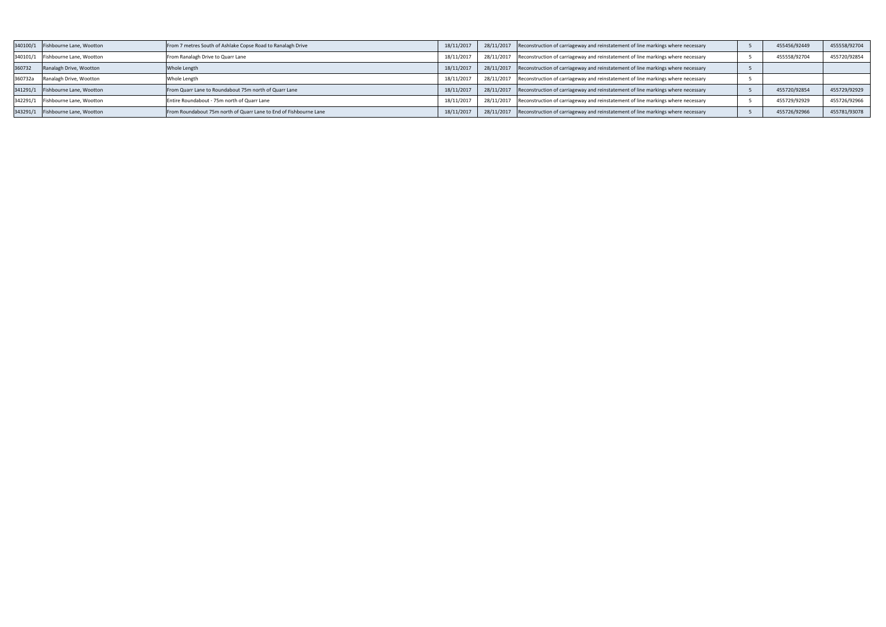| | | | | | | | | |
|---|---|---|---|---|---|---|---|---|
| 340100/1 | Fishbourne Lane, Wootton | From 7 metres South of Ashlake Copse Road to Ranalagh Drive | 18/11/2017 | 28/11/2017 | Reconstruction of carriageway and reinstatement of line markings where necessary | 5 | 455456/92449 | 455558/92704 |
| 340101/1 | Fishbourne Lane, Wootton | From Ranalagh Drive to Quarr Lane | 18/11/2017 | 28/11/2017 | Reconstruction of carriageway and reinstatement of line markings where necessary | 5 | 455558/92704 | 455720/92854 |
| 360732 | Ranalagh Drive, Wootton | Whole Length | 18/11/2017 | 28/11/2017 | Reconstruction of carriageway and reinstatement of line markings where necessary | 5 | | |
| 360732a | Ranalagh Drive, Wootton | Whole Length | 18/11/2017 | 28/11/2017 | Reconstruction of carriageway and reinstatement of line markings where necessary | 5 | | |
| 341291/1 | Fishbourne Lane, Wootton | From Quarr Lane to Roundabout 75m north of Quarr Lane | 18/11/2017 | 28/11/2017 | Reconstruction of carriageway and reinstatement of line markings where necessary | 5 | 455720/92854 | 455729/92929 |
| 342291/1 | Fishbourne Lane, Wootton | Entire Roundabout - 75m north of Quarr Lane | 18/11/2017 | 28/11/2017 | Reconstruction of carriageway and reinstatement of line markings where necessary | 5 | 455729/92929 | 455726/92966 |
| 343291/1 | Fishbourne Lane, Wootton | From Roundabout 75m north of Quarr Lane to End of Fishbourne Lane | 18/11/2017 | 28/11/2017 | Reconstruction of carriageway and reinstatement of line markings where necessary | 5 | 455726/92966 | 455781/93078 |